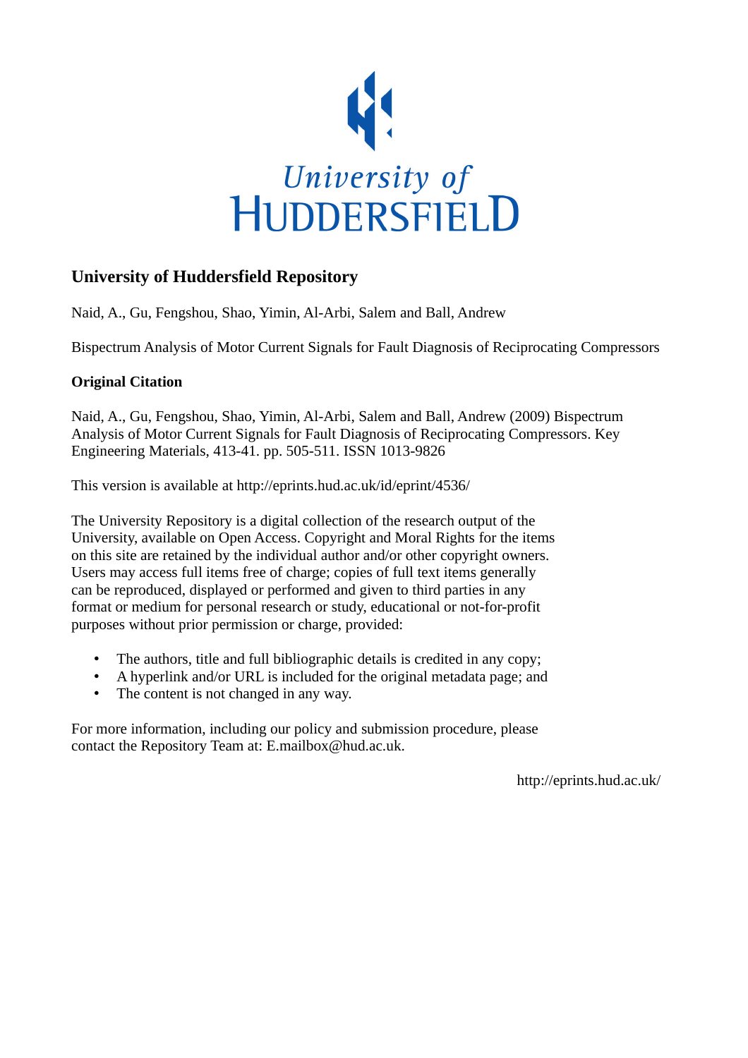University of HUDDERSFIELD

## University of Huddersfield Repository

Naid, A., Gu, Fengshou, Shao, Yimin, Al-Arbi, Salem and Ball, Andrew

Bispectrum Analysis of Motor Current Signals for Fault Diagnosis of Reciprocating Compressors

### Original Citation

Naid, A., Gu, Fengshou, Shao, Yimin, Al-Arbi, Salem and Ball, Andrew (2009) Bispectrum Analysis of Motor Current Signals for Fault Diagnosis of Reciprocating Compressors. Key Engineering Materials, 413-41. pp. 505-511. ISSN 1013-9826

This version is available at http://eprints.hud.ac.uk/id/eprint/4536/

The University Repository is a digital collection of the research output of the University, available on Open Access. Copyright and Moral Rights for the items on this site are retained by the individual author and/or other copyright owners. Users may access full items free of charge; copies of full text items generally can be reproduced, displayed or performed and given to third parties in any format or medium for personal research or study, educational or not-for-profit purposes without prior permission or charge, provided:

- The authors, title and full bibliographic details is credited in any copy;
- A hyperlink and/or URL is included for the original metadata page; and
- The content is not changed in any way.

For more information, including our policy and submission procedure, please contact the Repository Team at: E.mailbox@hud.ac.uk.

http://eprints.hud.ac.uk/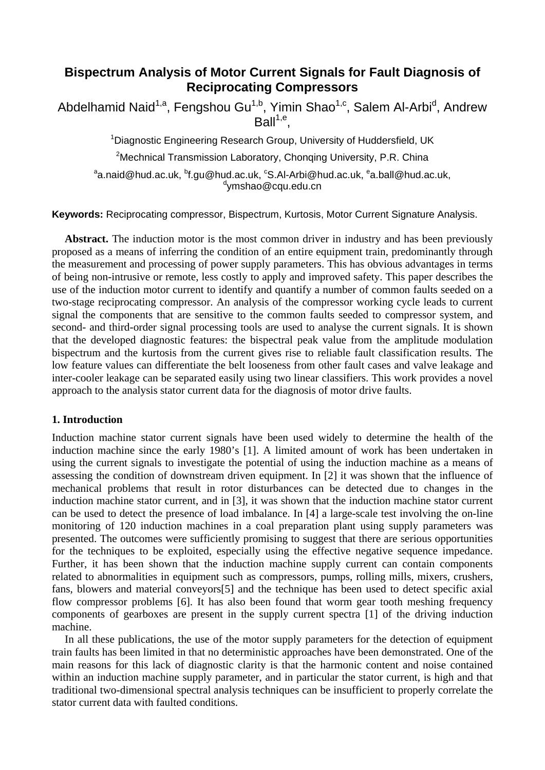# Bispectrum Analysis of Motor Current Signals for Fault Diagnosis of Reciprocating Compressors

Abdelhamid Naid[1,a], Fengshou Gu[1,b], Yimin Shao[1,c], Salem Al-Arbi[d], Andrew Ball[1,e],

[1]Diagnostic Engineering Research Group, University of Huddersfield, UK

[2]Mechnical Transmission Laboratory, Chonqing University, P.R. China

[a]a.naid@hud.ac.uk, [b]f.gu@hud.ac.uk, [c]S.Al-Arbi@hud.ac.uk, [e]a.ball@hud.ac.uk, [d]ymshao@cqu.edu.cn

**Keywords:** Reciprocating compressor, Bispectrum, Kurtosis, Motor Current Signature Analysis.

**Abstract.** The induction motor is the most common driver in industry and has been previously proposed as a means of inferring the condition of an entire equipment train, predominantly through the measurement and processing of power supply parameters. This has obvious advantages in terms of being non-intrusive or remote, less costly to apply and improved safety. This paper describes the use of the induction motor current to identify and quantify a number of common faults seeded on a two-stage reciprocating compressor. An analysis of the compressor working cycle leads to current signal the components that are sensitive to the common faults seeded to compressor system, and second- and third-order signal processing tools are used to analyse the current signals. It is shown that the developed diagnostic features: the bispectral peak value from the amplitude modulation bispectrum and the kurtosis from the current gives rise to reliable fault classification results. The low feature values can differentiate the belt looseness from other fault cases and valve leakage and inter-cooler leakage can be separated easily using two linear classifiers. This work provides a novel approach to the analysis stator current data for the diagnosis of motor drive faults.

## 1. Introduction

Induction machine stator current signals have been used widely to determine the health of the induction machine since the early 1980's [1]. A limited amount of work has been undertaken in using the current signals to investigate the potential of using the induction machine as a means of assessing the condition of downstream driven equipment. In [2] it was shown that the influence of mechanical problems that result in rotor disturbances can be detected due to changes in the induction machine stator current, and in [3], it was shown that the induction machine stator current can be used to detect the presence of load imbalance. In [4] a large-scale test involving the on-line monitoring of 120 induction machines in a coal preparation plant using supply parameters was presented. The outcomes were sufficiently promising to suggest that there are serious opportunities for the techniques to be exploited, especially using the effective negative sequence impedance. Further, it has been shown that the induction machine supply current can contain components related to abnormalities in equipment such as compressors, pumps, rolling mills, mixers, crushers, fans, blowers and material conveyors[5] and the technique has been used to detect specific axial flow compressor problems [6]. It has also been found that worm gear tooth meshing frequency components of gearboxes are present in the supply current spectra [1] of the driving induction machine.

In all these publications, the use of the motor supply parameters for the detection of equipment train faults has been limited in that no deterministic approaches have been demonstrated. One of the main reasons for this lack of diagnostic clarity is that the harmonic content and noise contained within an induction machine supply parameter, and in particular the stator current, is high and that traditional two-dimensional spectral analysis techniques can be insufficient to properly correlate the stator current data with faulted conditions.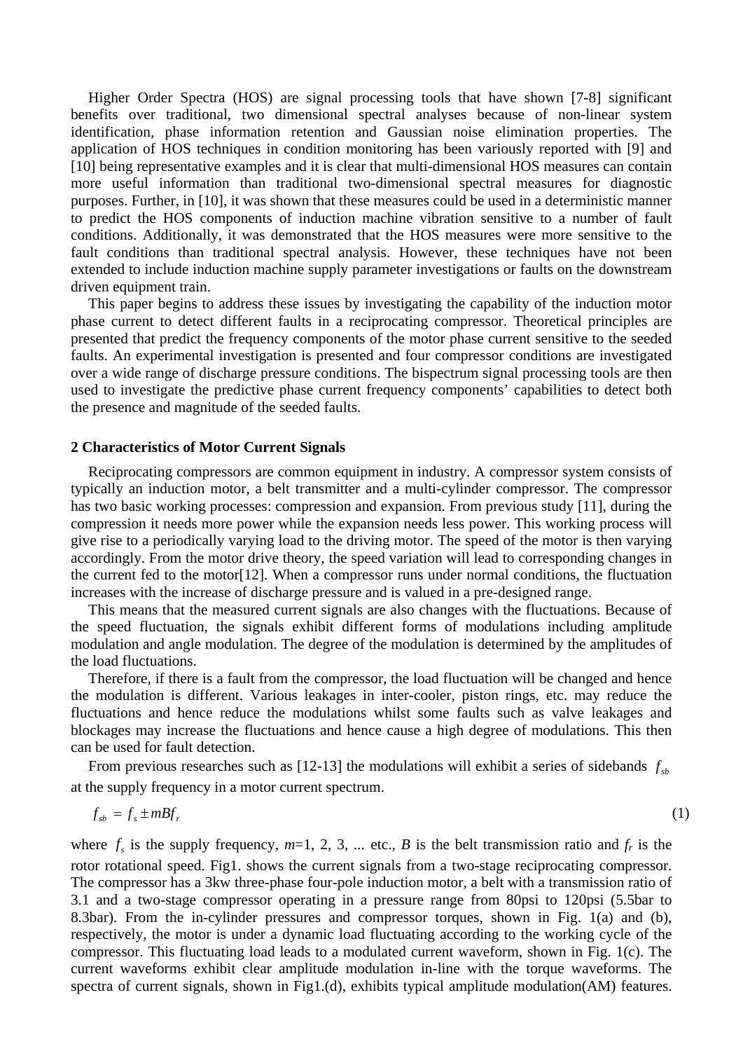Higher Order Spectra (HOS) are signal processing tools that have shown [7-8] significant benefits over traditional, two dimensional spectral analyses because of non-linear system identification, phase information retention and Gaussian noise elimination properties. The application of HOS techniques in condition monitoring has been variously reported with [9] and [10] being representative examples and it is clear that multi-dimensional HOS measures can contain more useful information than traditional two-dimensional spectral measures for diagnostic purposes. Further, in [10], it was shown that these measures could be used in a deterministic manner to predict the HOS components of induction machine vibration sensitive to a number of fault conditions. Additionally, it was demonstrated that the HOS measures were more sensitive to the fault conditions than traditional spectral analysis. However, these techniques have not been extended to include induction machine supply parameter investigations or faults on the downstream driven equipment train.

This paper begins to address these issues by investigating the capability of the induction motor phase current to detect different faults in a reciprocating compressor. Theoretical principles are presented that predict the frequency components of the motor phase current sensitive to the seeded faults. An experimental investigation is presented and four compressor conditions are investigated over a wide range of discharge pressure conditions. The bispectrum signal processing tools are then used to investigate the predictive phase current frequency components' capabilities to detect both the presence and magnitude of the seeded faults.

## 2 Characteristics of Motor Current Signals

Reciprocating compressors are common equipment in industry. A compressor system consists of typically an induction motor, a belt transmitter and a multi-cylinder compressor. The compressor has two basic working processes: compression and expansion. From previous study [11], during the compression it needs more power while the expansion needs less power. This working process will give rise to a periodically varying load to the driving motor. The speed of the motor is then varying accordingly. From the motor drive theory, the speed variation will lead to corresponding changes in the current fed to the motor[12]. When a compressor runs under normal conditions, the fluctuation increases with the increase of discharge pressure and is valued in a pre-designed range.

This means that the measured current signals are also changes with the fluctuations. Because of the speed fluctuation, the signals exhibit different forms of modulations including amplitude modulation and angle modulation. The degree of the modulation is determined by the amplitudes of the load fluctuations.

Therefore, if there is a fault from the compressor, the load fluctuation will be changed and hence the modulation is different. Various leakages in inter-cooler, piston rings, etc. may reduce the fluctuations and hence reduce the modulations whilst some faults such as valve leakages and blockages may increase the fluctuations and hence cause a high degree of modulations. This then can be used for fault detection.

From previous researches such as [12-13] the modulations will exhibit a series of sidebands $f_{sb}$ at the supply frequency in a motor current spectrum.

$$f_{sb} = f_s \pm mBf_r \tag{1}$$

where $f_s$ is the supply frequency, $m$=1, 2, 3, ... etc., $B$ is the belt transmission ratio and $f_r$ is the rotor rotational speed. Fig1. shows the current signals from a two-stage reciprocating compressor. The compressor has a 3kw three-phase four-pole induction motor, a belt with a transmission ratio of 3.1 and a two-stage compressor operating in a pressure range from 80psi to 120psi (5.5bar to 8.3bar). From the in-cylinder pressures and compressor torques, shown in Fig. 1(a) and (b), respectively, the motor is under a dynamic load fluctuating according to the working cycle of the compressor. This fluctuating load leads to a modulated current waveform, shown in Fig. 1(c). The current waveforms exhibit clear amplitude modulation in-line with the torque waveforms. The spectra of current signals, shown in Fig1.(d), exhibits typical amplitude modulation(AM) features.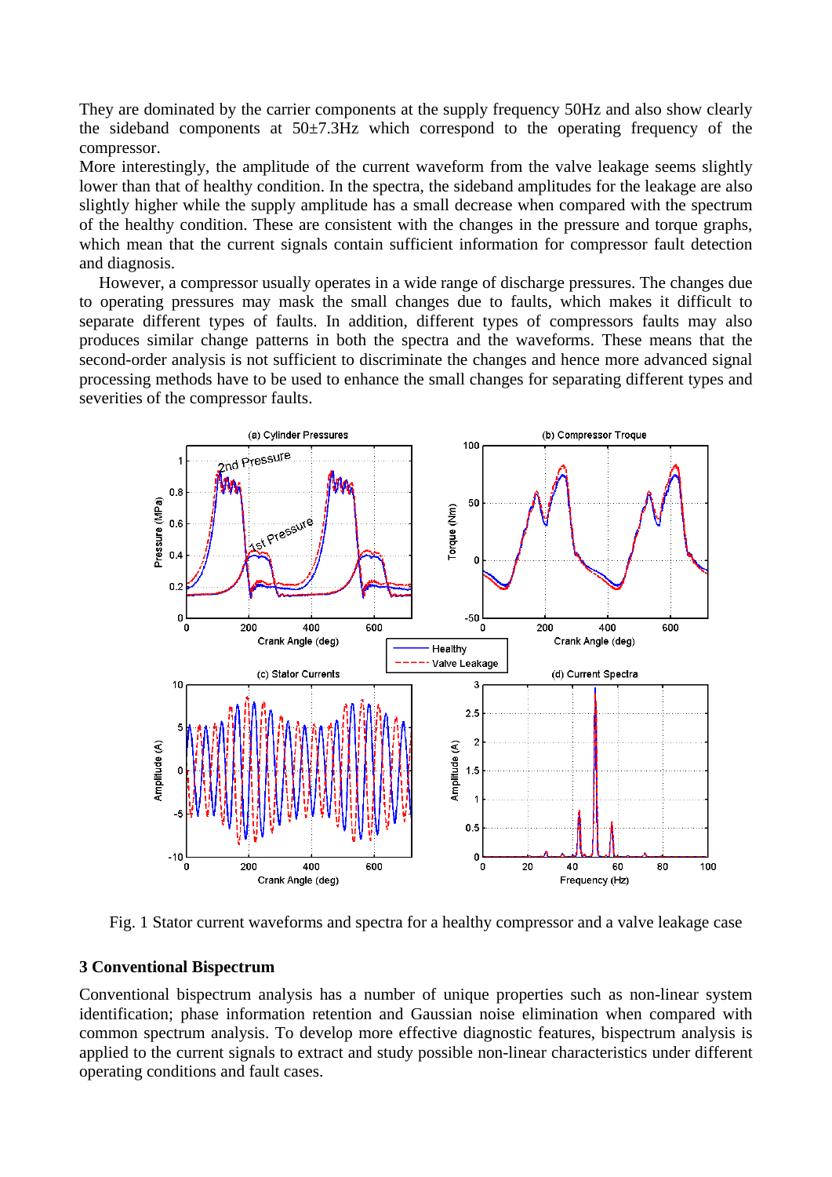They are dominated by the carrier components at the supply frequency 50Hz and also show clearly the sideband components at 50±7.3Hz which correspond to the operating frequency of the compressor.
More interestingly, the amplitude of the current waveform from the valve leakage seems slightly lower than that of healthy condition. In the spectra, the sideband amplitudes for the leakage are also slightly higher while the supply amplitude has a small decrease when compared with the spectrum of the healthy condition. These are consistent with the changes in the pressure and torque graphs, which mean that the current signals contain sufficient information for compressor fault detection and diagnosis.

However, a compressor usually operates in a wide range of discharge pressures. The changes due to operating pressures may mask the small changes due to faults, which makes it difficult to separate different types of faults. In addition, different types of compressors faults may also produces similar change patterns in both the spectra and the waveforms. These means that the second-order analysis is not sufficient to discriminate the changes and hence more advanced signal processing methods have to be used to enhance the small changes for separating different types and severities of the compressor faults.

Fig. 1 Stator current waveforms and spectra for a healthy compressor and a valve leakage case

## 3 Conventional Bispectrum

Conventional bispectrum analysis has a number of unique properties such as non-linear system identification; phase information retention and Gaussian noise elimination when compared with common spectrum analysis. To develop more effective diagnostic features, bispectrum analysis is applied to the current signals to extract and study possible non-linear characteristics under different operating conditions and fault cases.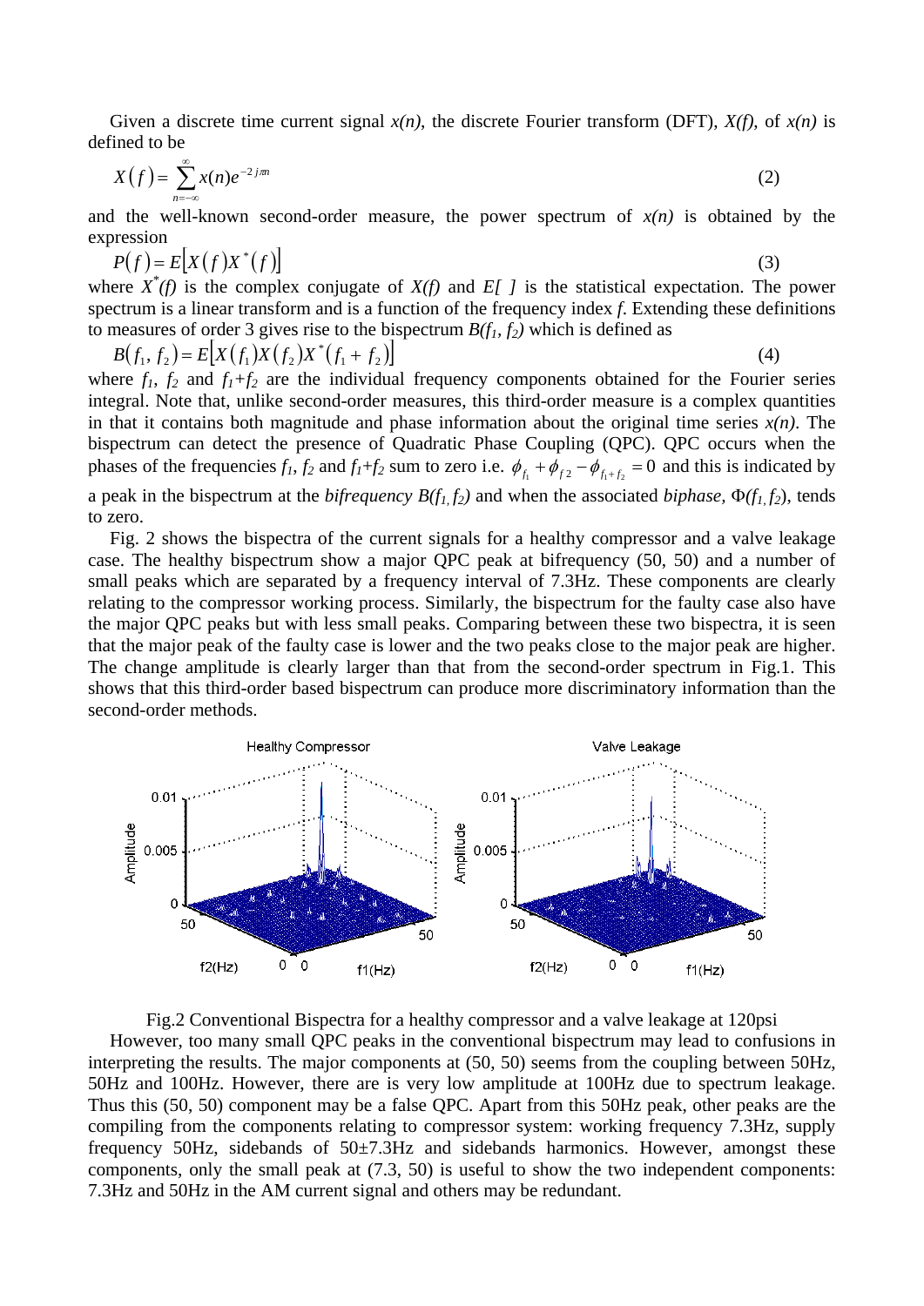Given a discrete time current signal $x(n)$, the discrete Fourier transform (DFT), $X(f)$, of $x(n)$ is defined to be

$$X(f) = \sum_{n=-\infty}^{\infty} x(n)e^{-2j\pi n} \tag{2}$$

and the well-known second-order measure, the power spectrum of $x(n)$ is obtained by the expression

$$P(f) = E\left[X(f)X^*(f)\right] \tag{3}$$

where $X^*(f)$ is the complex conjugate of $X(f)$ and $E[\ ]$ is the statistical expectation. The power spectrum is a linear transform and is a function of the frequency index $f$. Extending these definitions to measures of order 3 gives rise to the bispectrum $B(f_1, f_2)$ which is defined as

$$B(f_1, f_2) = E\left[X(f_1)X(f_2)X^*(f_1 + f_2)\right] \tag{4}$$

where $f_1$, $f_2$ and $f_1+f_2$ are the individual frequency components obtained for the Fourier series integral. Note that, unlike second-order measures, this third-order measure is a complex quantities in that it contains both magnitude and phase information about the original time series $x(n)$. The bispectrum can detect the presence of Quadratic Phase Coupling (QPC). QPC occurs when the phases of the frequencies $f_1$, $f_2$ and $f_1+f_2$ sum to zero i.e. $\phi_{f_1} + \phi_{f2} - \phi_{f_1+f_2} = 0$ and this is indicated by a peak in the bispectrum at the *bifrequency* $B(f_1, f_2)$ and when the associated *biphase*, $\Phi(f_1, f_2)$, tends to zero.

Fig. 2 shows the bispectra of the current signals for a healthy compressor and a valve leakage case. The healthy bispectrum show a major QPC peak at bifrequency (50, 50) and a number of small peaks which are separated by a frequency interval of 7.3Hz. These components are clearly relating to the compressor working process. Similarly, the bispectrum for the faulty case also have the major QPC peaks but with less small peaks. Comparing between these two bispectra, it is seen that the major peak of the faulty case is lower and the two peaks close to the major peak are higher. The change amplitude is clearly larger than that from the second-order spectrum in Fig.1. This shows that this third-order based bispectrum can produce more discriminatory information than the second-order methods.

Fig.2 Conventional Bispectra for a healthy compressor and a valve leakage at 120psi

However, too many small QPC peaks in the conventional bispectrum may lead to confusions in interpreting the results. The major components at (50, 50) seems from the coupling between 50Hz, 50Hz and 100Hz. However, there are is very low amplitude at 100Hz due to spectrum leakage. Thus this (50, 50) component may be a false QPC. Apart from this 50Hz peak, other peaks are the compiling from the components relating to compressor system: working frequency 7.3Hz, supply frequency 50Hz, sidebands of 50±7.3Hz and sidebands harmonics. However, amongst these components, only the small peak at (7.3, 50) is useful to show the two independent components: 7.3Hz and 50Hz in the AM current signal and others may be redundant.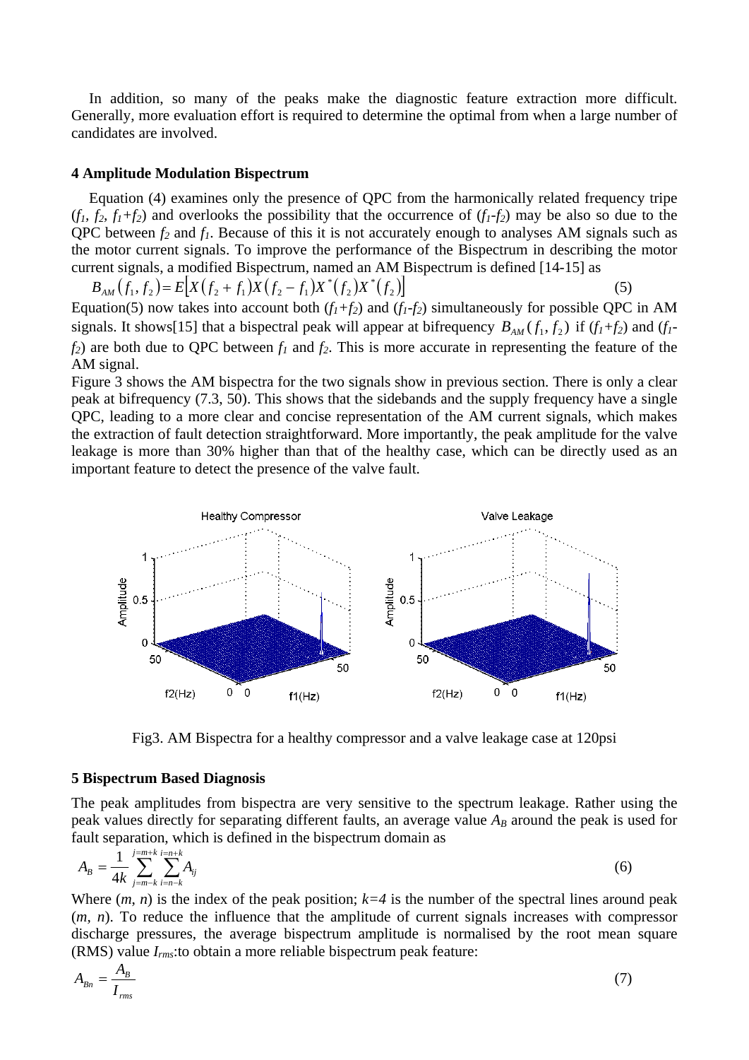In addition, so many of the peaks make the diagnostic feature extraction more difficult. Generally, more evaluation effort is required to determine the optimal from when a large number of candidates are involved.

### 4 Amplitude Modulation Bispectrum

Equation (4) examines only the presence of QPC from the harmonically related frequency tripe ($f_1$, $f_2$, $f_1+f_2$) and overlooks the possibility that the occurrence of ($f_1$-$f_2$) may be also so due to the QPC between $f_2$ and $f_1$. Because of this it is not accurately enough to analyses AM signals such as the motor current signals. To improve the performance of the Bispectrum in describing the motor current signals, a modified Bispectrum, named an AM Bispectrum is defined [14-15] as

$$B_{AM}(f_1, f_2) = E\left[X(f_2 + f_1)X(f_2 - f_1)X^*(f_2)X^*(f_2)\right] \tag{5}$$

Equation(5) now takes into account both ($f_1+f_2$) and ($f_1$-$f_2$) simultaneously for possible QPC in AM signals. It shows[15] that a bispectral peak will appear at bifrequency $B_{AM}(f_1, f_2)$ if ($f_1+f_2$) and ($f_1$-$f_2$) are both due to QPC between $f_1$ and $f_2$. This is more accurate in representing the feature of the AM signal.

Figure 3 shows the AM bispectra for the two signals show in previous section. There is only a clear peak at bifrequency (7.3, 50). This shows that the sidebands and the supply frequency have a single QPC, leading to a more clear and concise representation of the AM current signals, which makes the extraction of fault detection straightforward. More importantly, the peak amplitude for the valve leakage is more than 30% higher than that of the healthy case, which can be directly used as an important feature to detect the presence of the valve fault.

Fig3. AM Bispectra for a healthy compressor and a valve leakage case at 120psi

### 5 Bispectrum Based Diagnosis

The peak amplitudes from bispectra are very sensitive to the spectrum leakage. Rather using the peak values directly for separating different faults, an average value $A_B$ around the peak is used for fault separation, which is defined in the bispectrum domain as

$$A_B = \frac{1}{4k} \sum_{j=m-k}^{j=m+k} \sum_{i=n-k}^{i=n+k} A_{ij} \tag{6}$$

Where ($m$, $n$) is the index of the peak position; $k=4$ is the number of the spectral lines around peak ($m$, $n$). To reduce the influence that the amplitude of current signals increases with compressor discharge pressures, the average bispectrum amplitude is normalised by the root mean square (RMS) value $I_{rms}$:to obtain a more reliable bispectrum peak feature:

$$A_{Bn} = \frac{A_B}{I_{rms}} \tag{7}$$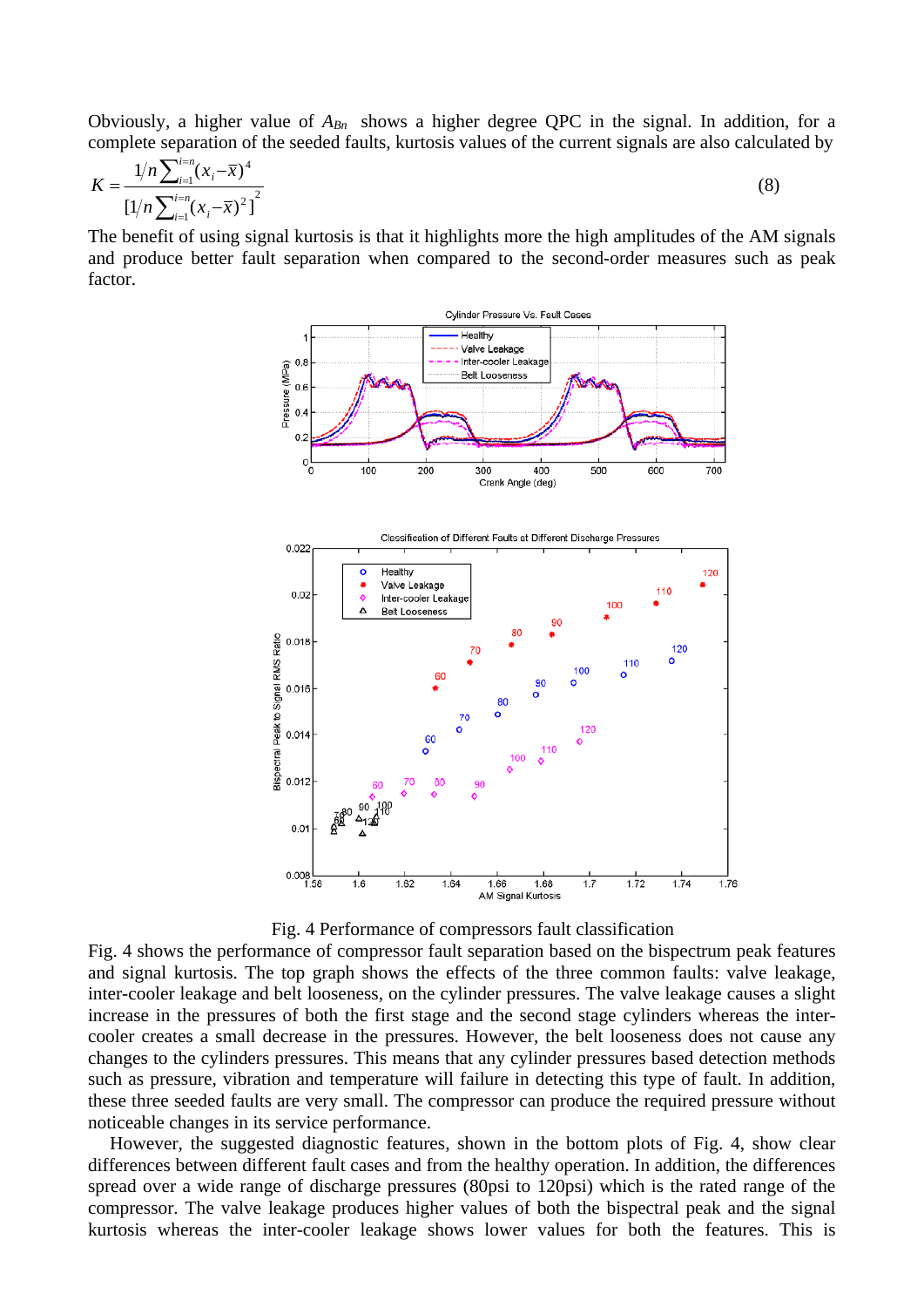Obviously, a higher value of $A_{Bn}$ shows a higher degree QPC in the signal. In addition, for a complete separation of the seeded faults, kurtosis values of the current signals are also calculated by

$$K = \frac{1/n \sum_{i=1}^{i=n} (x_i - \bar{x})^4}{[1/n \sum_{i=1}^{i=n} (x_i - \bar{x})^2]^2} \tag{8}$$

The benefit of using signal kurtosis is that it highlights more the high amplitudes of the AM signals and produce better fault separation when compared to the second-order measures such as peak factor.

Fig. 4 Performance of compressors fault classification

Fig. 4 shows the performance of compressor fault separation based on the bispectrum peak features and signal kurtosis. The top graph shows the effects of the three common faults: valve leakage, inter-cooler leakage and belt looseness, on the cylinder pressures. The valve leakage causes a slight increase in the pressures of both the first stage and the second stage cylinders whereas the inter-cooler creates a small decrease in the pressures. However, the belt looseness does not cause any changes to the cylinders pressures. This means that any cylinder pressures based detection methods such as pressure, vibration and temperature will failure in detecting this type of fault. In addition, these three seeded faults are very small. The compressor can produce the required pressure without noticeable changes in its service performance.

However, the suggested diagnostic features, shown in the bottom plots of Fig. 4, show clear differences between different fault cases and from the healthy operation. In addition, the differences spread over a wide range of discharge pressures (80psi to 120psi) which is the rated range of the compressor. The valve leakage produces higher values of both the bispectral peak and the signal kurtosis whereas the inter-cooler leakage shows lower values for both the features. This is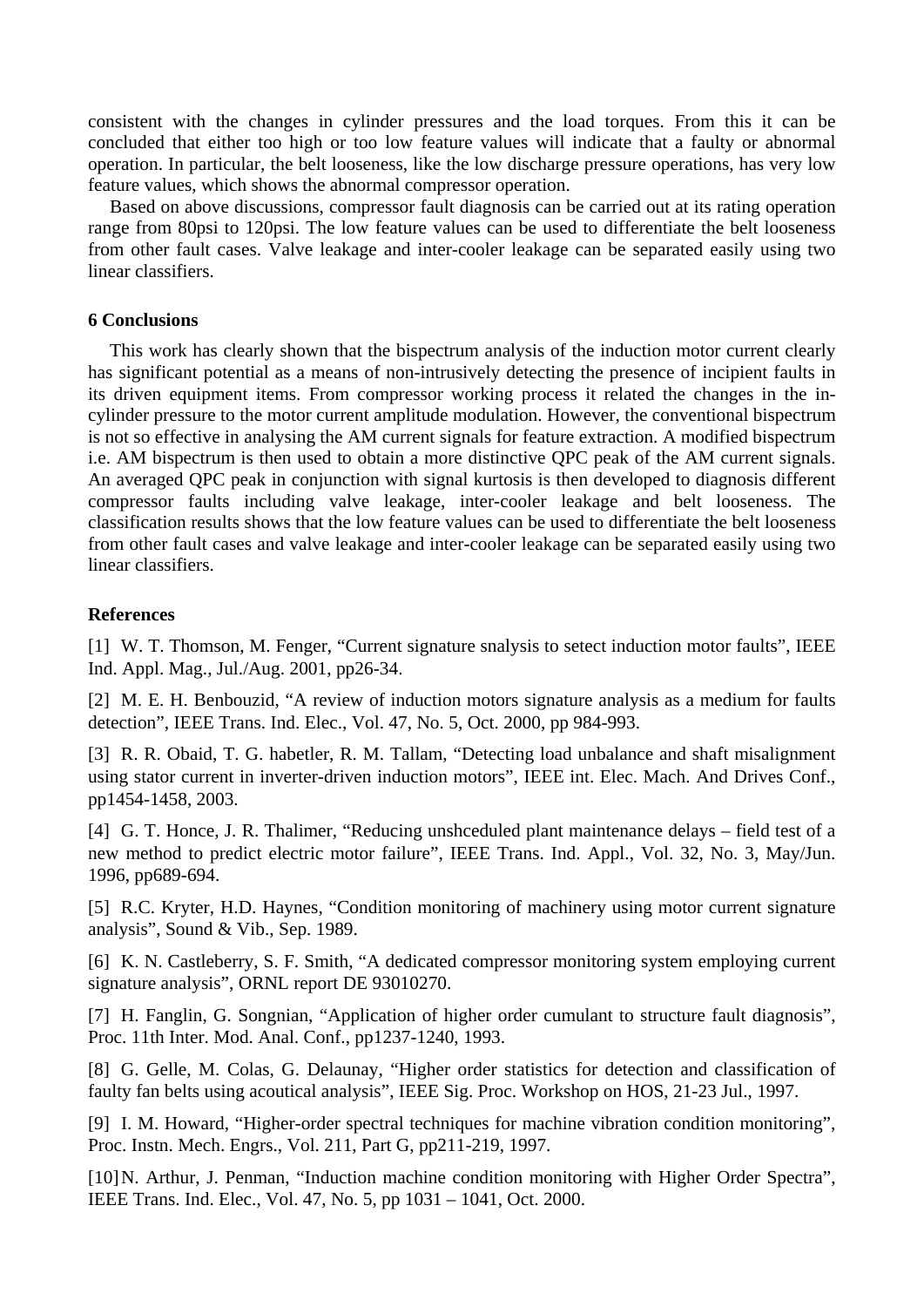consistent with the changes in cylinder pressures and the load torques. From this it can be concluded that either too high or too low feature values will indicate that a faulty or abnormal operation. In particular, the belt looseness, like the low discharge pressure operations, has very low feature values, which shows the abnormal compressor operation.

Based on above discussions, compressor fault diagnosis can be carried out at its rating operation range from 80psi to 120psi. The low feature values can be used to differentiate the belt looseness from other fault cases. Valve leakage and inter-cooler leakage can be separated easily using two linear classifiers.

## 6 Conclusions

This work has clearly shown that the bispectrum analysis of the induction motor current clearly has significant potential as a means of non-intrusively detecting the presence of incipient faults in its driven equipment items. From compressor working process it related the changes in the in-cylinder pressure to the motor current amplitude modulation. However, the conventional bispectrum is not so effective in analysing the AM current signals for feature extraction. A modified bispectrum i.e. AM bispectrum is then used to obtain a more distinctive QPC peak of the AM current signals. An averaged QPC peak in conjunction with signal kurtosis is then developed to diagnosis different compressor faults including valve leakage, inter-cooler leakage and belt looseness. The classification results shows that the low feature values can be used to differentiate the belt looseness from other fault cases and valve leakage and inter-cooler leakage can be separated easily using two linear classifiers.

## References

[1] W. T. Thomson, M. Fenger, "Current signature snalysis to setect induction motor faults", IEEE Ind. Appl. Mag., Jul./Aug. 2001, pp26-34.

[2] M. E. H. Benbouzid, "A review of induction motors signature analysis as a medium for faults detection", IEEE Trans. Ind. Elec., Vol. 47, No. 5, Oct. 2000, pp 984-993.

[3] R. R. Obaid, T. G. habetler, R. M. Tallam, "Detecting load unbalance and shaft misalignment using stator current in inverter-driven induction motors", IEEE int. Elec. Mach. And Drives Conf., pp1454-1458, 2003.

[4] G. T. Honce, J. R. Thalimer, "Reducing unshceduled plant maintenance delays – field test of a new method to predict electric motor failure", IEEE Trans. Ind. Appl., Vol. 32, No. 3, May/Jun. 1996, pp689-694.

[5] R.C. Kryter, H.D. Haynes, "Condition monitoring of machinery using motor current signature analysis", Sound & Vib., Sep. 1989.

[6] K. N. Castleberry, S. F. Smith, "A dedicated compressor monitoring system employing current signature analysis", ORNL report DE 93010270.

[7] H. Fanglin, G. Songnian, "Application of higher order cumulant to structure fault diagnosis", Proc. 11th Inter. Mod. Anal. Conf., pp1237-1240, 1993.

[8] G. Gelle, M. Colas, G. Delaunay, "Higher order statistics for detection and classification of faulty fan belts using acoutical analysis", IEEE Sig. Proc. Workshop on HOS, 21-23 Jul., 1997.

[9] I. M. Howard, "Higher-order spectral techniques for machine vibration condition monitoring", Proc. Instn. Mech. Engrs., Vol. 211, Part G, pp211-219, 1997.

[10] N. Arthur, J. Penman, "Induction machine condition monitoring with Higher Order Spectra", IEEE Trans. Ind. Elec., Vol. 47, No. 5, pp 1031 – 1041, Oct. 2000.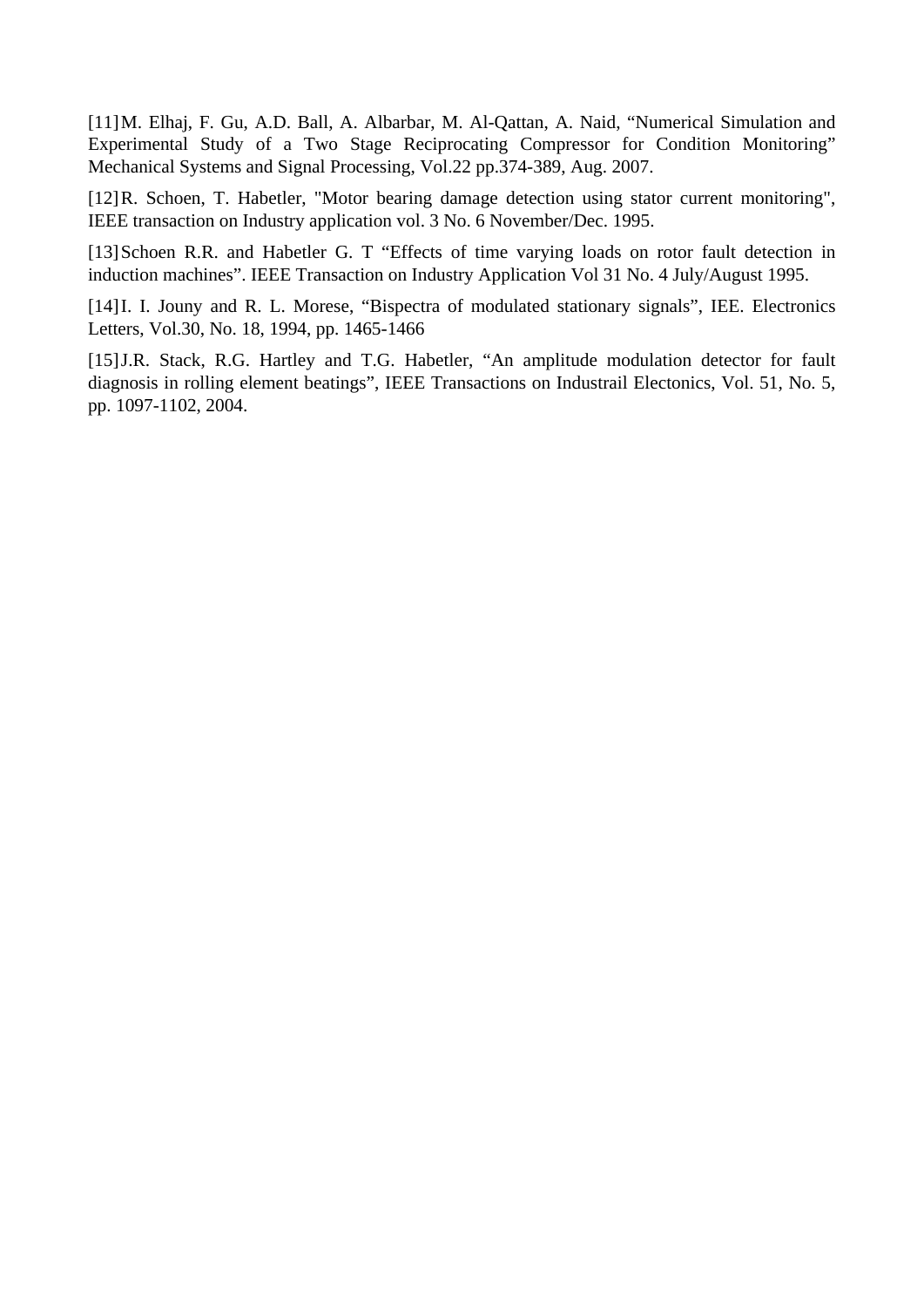[11] M. Elhaj, F. Gu, A.D. Ball, A. Albarbar, M. Al-Qattan, A. Naid, "Numerical Simulation and Experimental Study of a Two Stage Reciprocating Compressor for Condition Monitoring" Mechanical Systems and Signal Processing, Vol.22 pp.374-389, Aug. 2007.

[12] R. Schoen, T. Habetler, "Motor bearing damage detection using stator current monitoring", IEEE transaction on Industry application vol. 3 No. 6 November/Dec. 1995.

[13] Schoen R.R. and Habetler G. T "Effects of time varying loads on rotor fault detection in induction machines". IEEE Transaction on Industry Application Vol 31 No. 4 July/August 1995.

[14] I. I. Jouny and R. L. Morese, "Bispectra of modulated stationary signals", IEE. Electronics Letters, Vol.30, No. 18, 1994, pp. 1465-1466

[15] J.R. Stack, R.G. Hartley and T.G. Habetler, "An amplitude modulation detector for fault diagnosis in rolling element beatings", IEEE Transactions on Industrail Electonics, Vol. 51, No. 5, pp. 1097-1102, 2004.